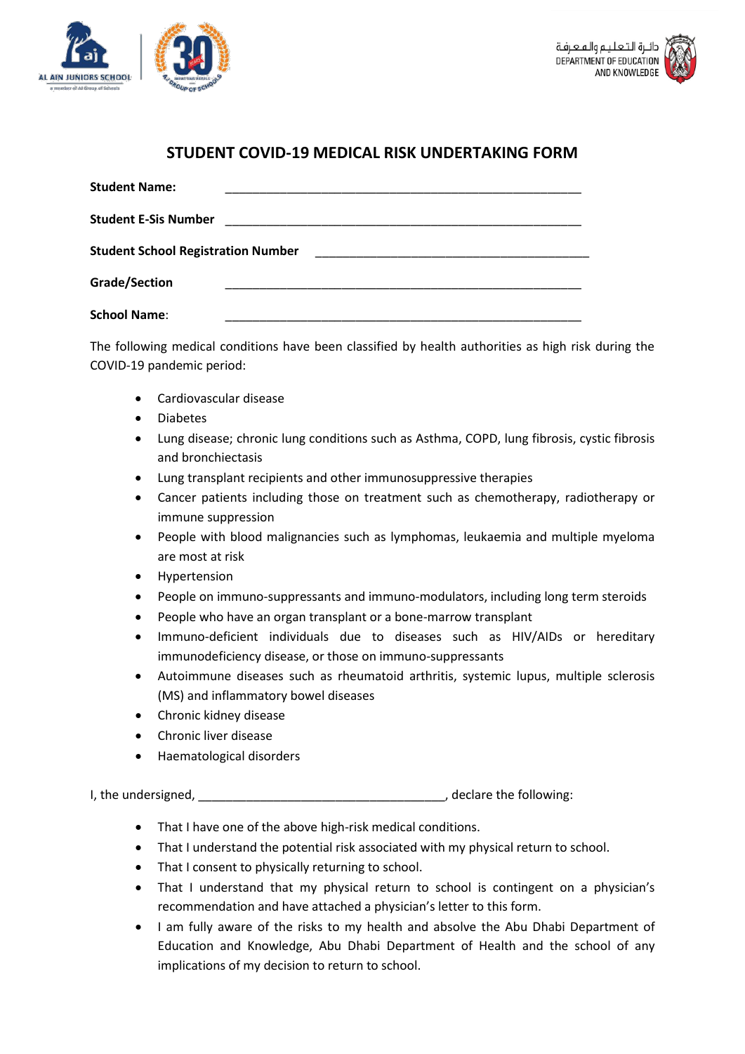AL AIN JUNIORS SCHOOL

a member of Al Group of Schools

دائرة التعليم والمعرفة
DEPARTMENT OF EDUCATION AND KNOWLEDGE

## STUDENT COVID-19 MEDICAL RISK UNDERTAKING FORM

**Student Name:** ____________________________________________________

**Student E-Sis Number** ____________________________________________________

**Student School Registration Number** __________________________________________

**Grade/Section** ____________________________________________________

**School Name**: ____________________________________________________

The following medical conditions have been classified by health authorities as high risk during the COVID-19 pandemic period:

- Cardiovascular disease
- Diabetes
- Lung disease; chronic lung conditions such as Asthma, COPD, lung fibrosis, cystic fibrosis and bronchiectasis
- Lung transplant recipients and other immunosuppressive therapies
- Cancer patients including those on treatment such as chemotherapy, radiotherapy or immune suppression
- People with blood malignancies such as lymphomas, leukaemia and multiple myeloma are most at risk
- Hypertension
- People on immuno-suppressants and immuno-modulators, including long term steroids
- People who have an organ transplant or a bone-marrow transplant
- Immuno-deficient individuals due to diseases such as HIV/AIDs or hereditary immunodeficiency disease, or those on immuno-suppressants
- Autoimmune diseases such as rheumatoid arthritis, systemic lupus, multiple sclerosis (MS) and inflammatory bowel diseases
- Chronic kidney disease
- Chronic liver disease
- Haematological disorders

I, the undersigned, ____________________________________, declare the following:

- That I have one of the above high-risk medical conditions.
- That I understand the potential risk associated with my physical return to school.
- That I consent to physically returning to school.
- That I understand that my physical return to school is contingent on a physician's recommendation and have attached a physician's letter to this form.
- I am fully aware of the risks to my health and absolve the Abu Dhabi Department of Education and Knowledge, Abu Dhabi Department of Health and the school of any implications of my decision to return to school.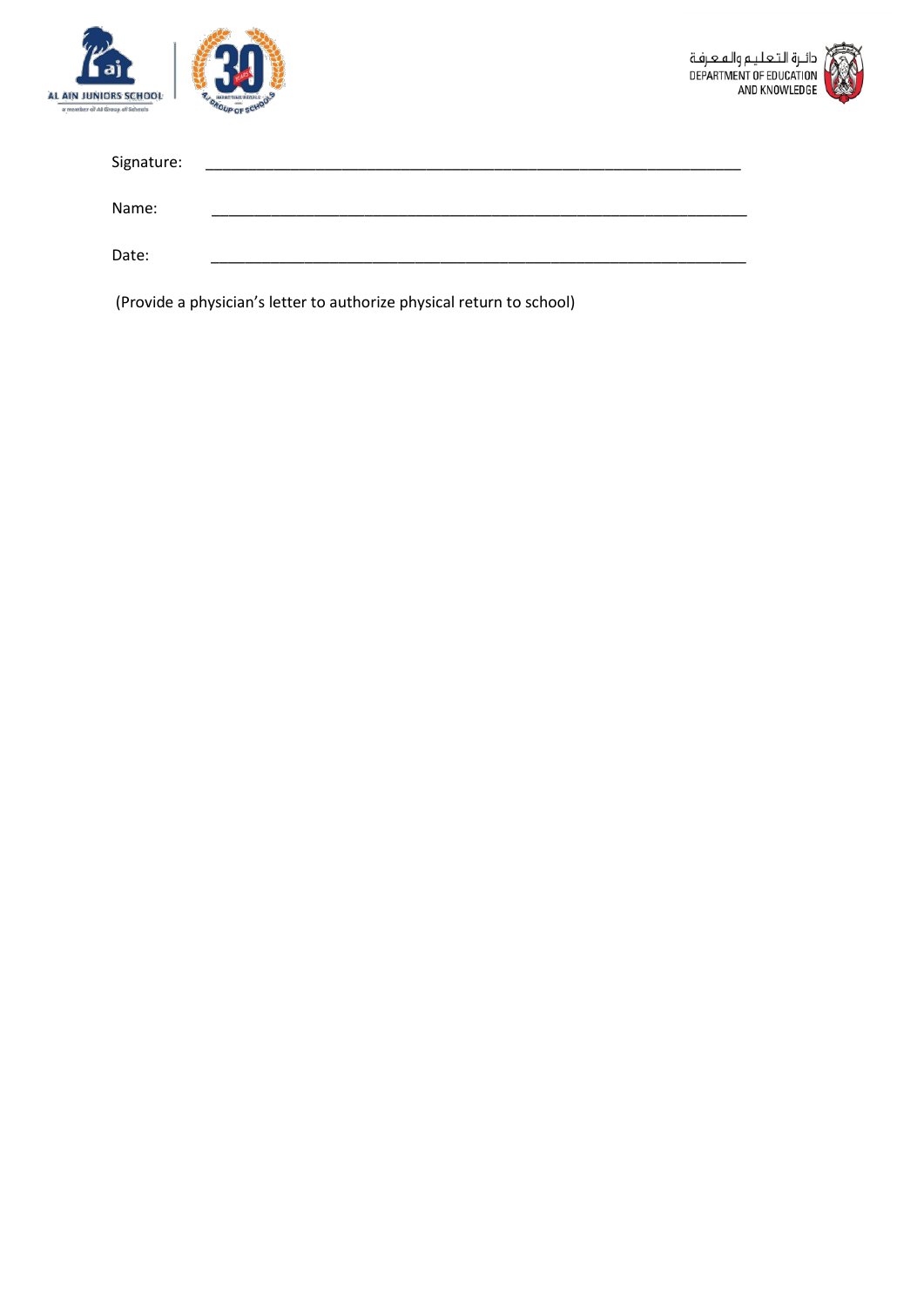Signature: ______________________________________________________________

Name: ______________________________________________________________

Date: ______________________________________________________________

(Provide a physician's letter to authorize physical return to school)